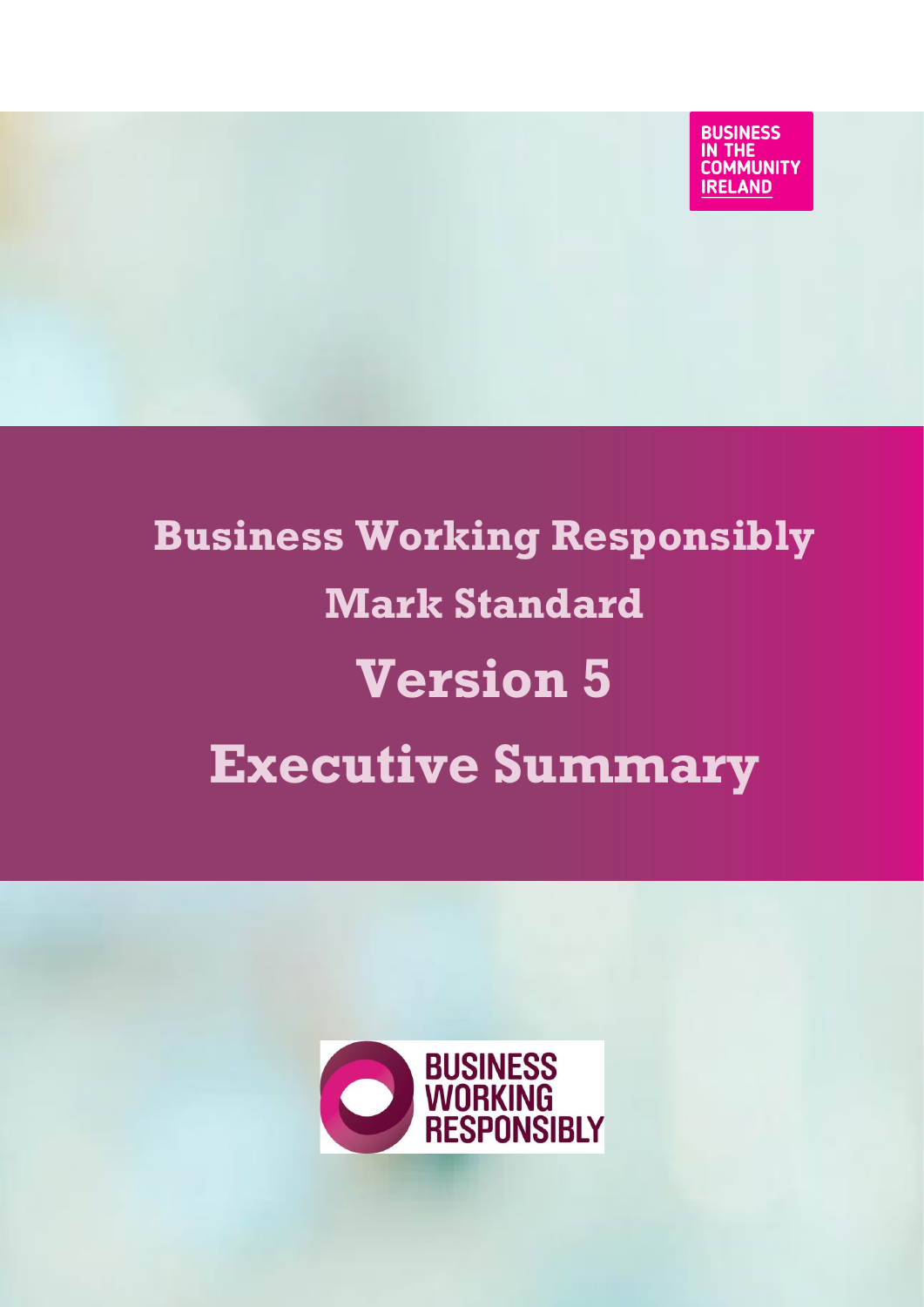BUSINESS IN THE COMMUNITY IRELAND

# Business Working Responsibly Mark Standard

# Version 5

# Executive Summary

BUSINESS WORKING RESPONSIBLY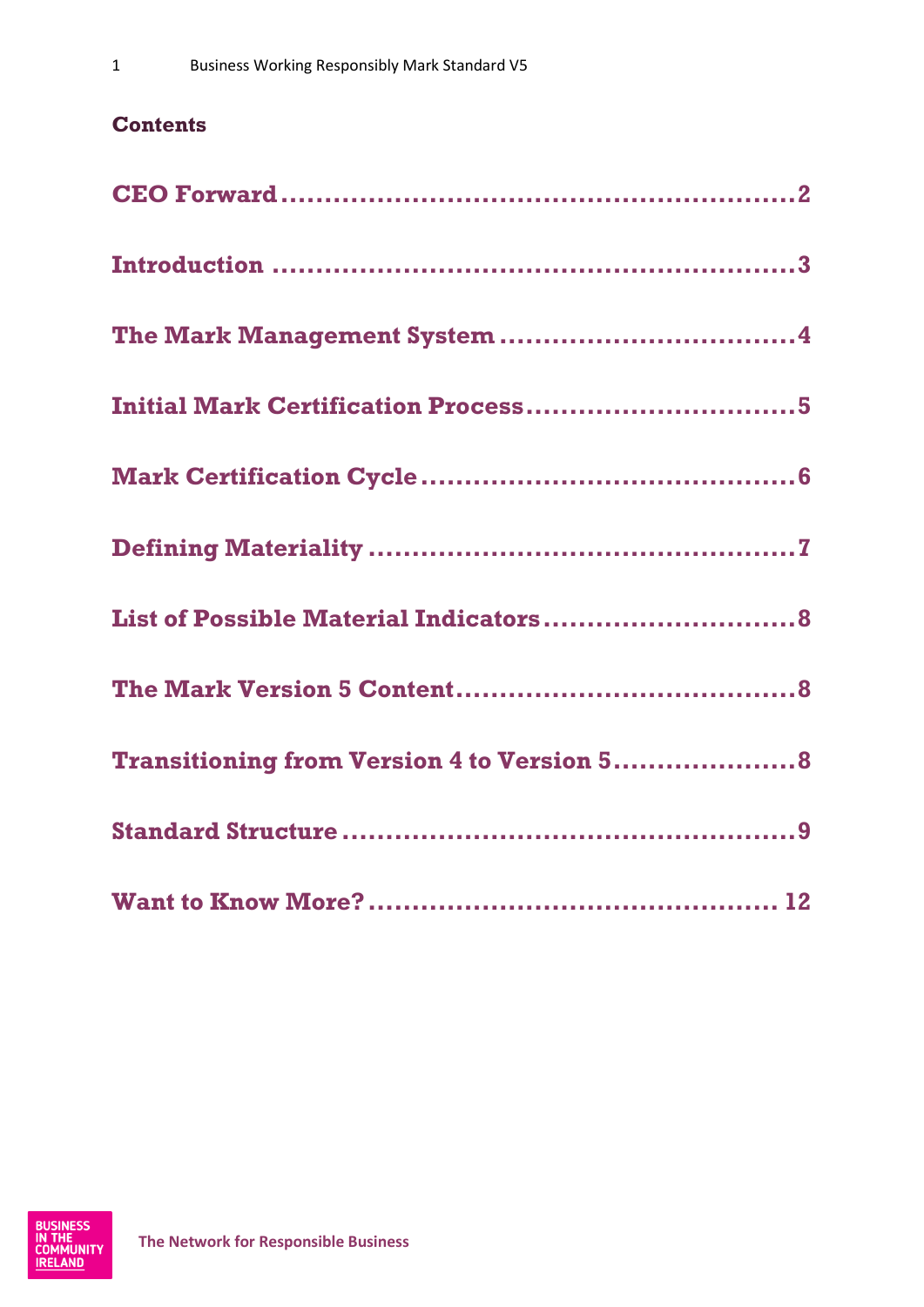**Contents**

CEO Forward ........................................................ 2

Introduction ........................................................ 3

The Mark Management System ........................................................ 4

Initial Mark Certification Process ........................................................ 5

Mark Certification Cycle ........................................................ 6

Defining Materiality ........................................................ 7

List of Possible Material Indicators ........................................................ 8

The Mark Version 5 Content ........................................................ 8

Transitioning from Version 4 to Version 5 ........................................................ 8

Standard Structure ........................................................ 9

Want to Know More? ........................................................ 12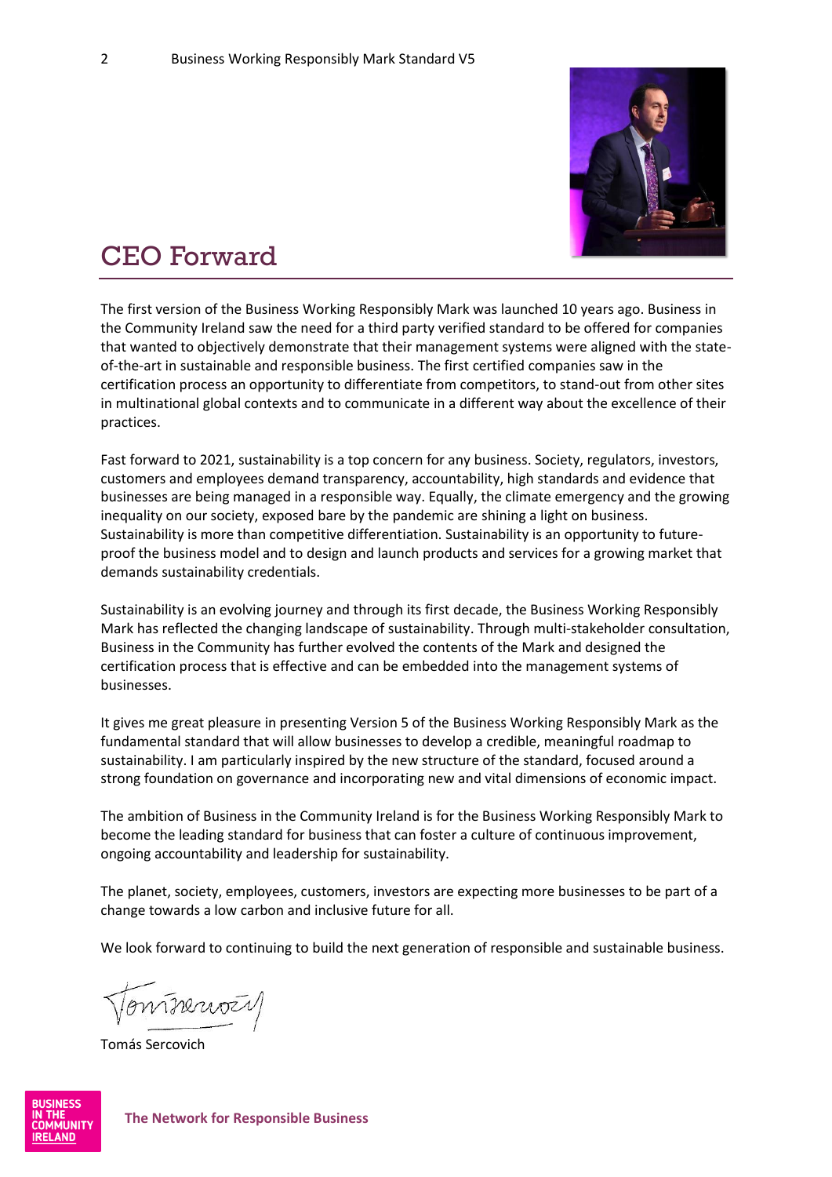# CEO Forward

The first version of the Business Working Responsibly Mark was launched 10 years ago. Business in the Community Ireland saw the need for a third party verified standard to be offered for companies that wanted to objectively demonstrate that their management systems were aligned with the state-of-the-art in sustainable and responsible business. The first certified companies saw in the certification process an opportunity to differentiate from competitors, to stand-out from other sites in multinational global contexts and to communicate in a different way about the excellence of their practices.

Fast forward to 2021, sustainability is a top concern for any business. Society, regulators, investors, customers and employees demand transparency, accountability, high standards and evidence that businesses are being managed in a responsible way. Equally, the climate emergency and the growing inequality on our society, exposed bare by the pandemic are shining a light on business. Sustainability is more than competitive differentiation. Sustainability is an opportunity to future-proof the business model and to design and launch products and services for a growing market that demands sustainability credentials.

Sustainability is an evolving journey and through its first decade, the Business Working Responsibly Mark has reflected the changing landscape of sustainability. Through multi-stakeholder consultation, Business in the Community has further evolved the contents of the Mark and designed the certification process that is effective and can be embedded into the management systems of businesses.

It gives me great pleasure in presenting Version 5 of the Business Working Responsibly Mark as the fundamental standard that will allow businesses to develop a credible, meaningful roadmap to sustainability. I am particularly inspired by the new structure of the standard, focused around a strong foundation on governance and incorporating new and vital dimensions of economic impact.

The ambition of Business in the Community Ireland is for the Business Working Responsibly Mark to become the leading standard for business that can foster a culture of continuous improvement, ongoing accountability and leadership for sustainability.

The planet, society, employees, customers, investors are expecting more businesses to be part of a change towards a low carbon and inclusive future for all.

We look forward to continuing to build the next generation of responsible and sustainable business.

Tomás Sercovich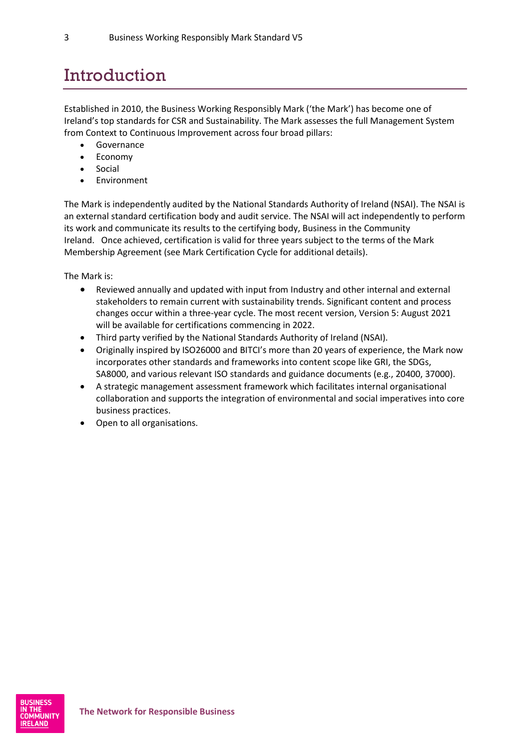# Introduction

Established in 2010, the Business Working Responsibly Mark ('the Mark') has become one of Ireland's top standards for CSR and Sustainability. The Mark assesses the full Management System from Context to Continuous Improvement across four broad pillars:

- Governance
- Economy
- Social
- Environment

The Mark is independently audited by the National Standards Authority of Ireland (NSAI). The NSAI is an external standard certification body and audit service. The NSAI will act independently to perform its work and communicate its results to the certifying body, Business in the Community Ireland. Once achieved, certification is valid for three years subject to the terms of the Mark Membership Agreement (see Mark Certification Cycle for additional details).

The Mark is:

- Reviewed annually and updated with input from Industry and other internal and external stakeholders to remain current with sustainability trends. Significant content and process changes occur within a three-year cycle. The most recent version, Version 5: August 2021 will be available for certifications commencing in 2022.
- Third party verified by the National Standards Authority of Ireland (NSAI).
- Originally inspired by ISO26000 and BITCI's more than 20 years of experience, the Mark now incorporates other standards and frameworks into content scope like GRI, the SDGs, SA8000, and various relevant ISO standards and guidance documents (e.g., 20400, 37000).
- A strategic management assessment framework which facilitates internal organisational collaboration and supports the integration of environmental and social imperatives into core business practices.
- Open to all organisations.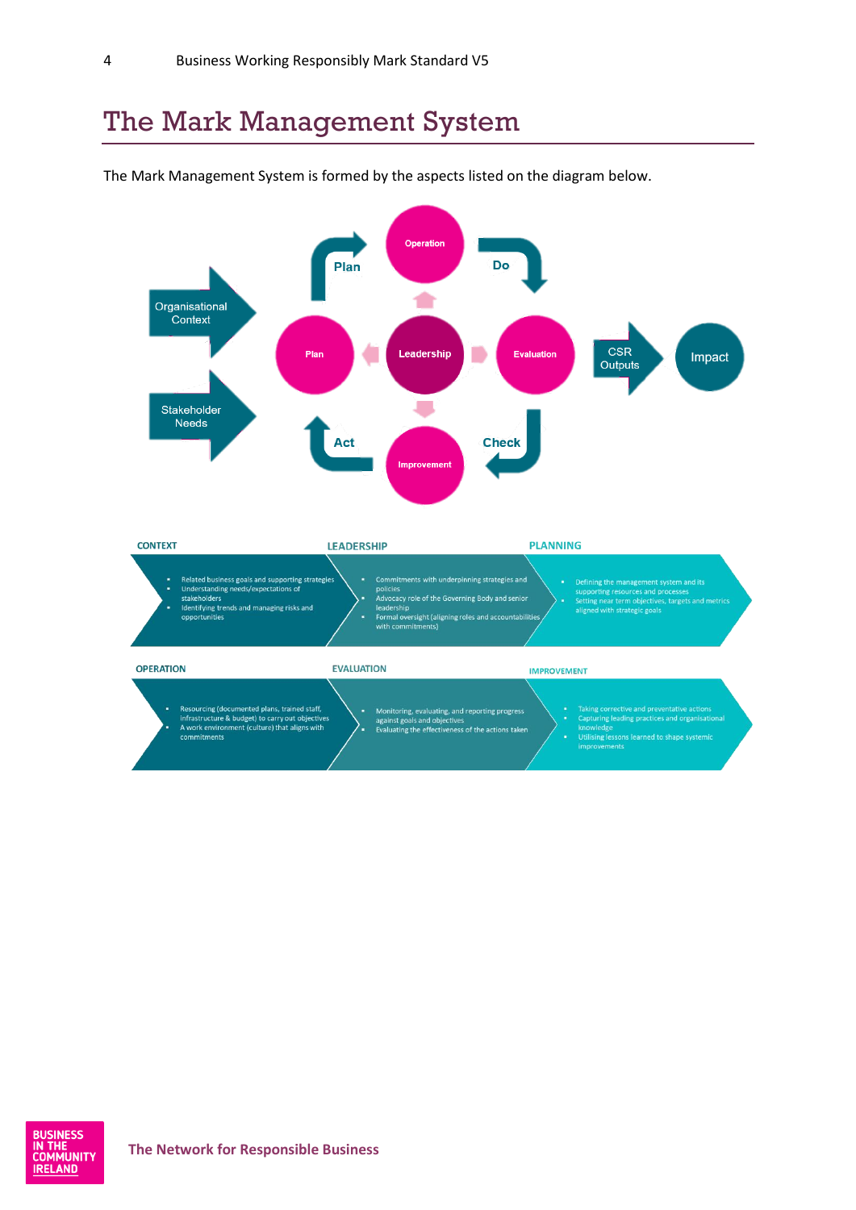# The Mark Management System

The Mark Management System is formed by the aspects listed on the diagram below.

Organisational Context

Stakeholder Needs

Plan — Operation — Do — Evaluation — Check — Improvement — Act — Plan

Leadership

CSR Outputs

Impact

**CONTEXT**

- Related business goals and supporting strategies
- Understanding needs/expectations of stakeholders
- Identifying trends and managing risks and opportunities

**LEADERSHIP**

- Commitments with underpinning strategies and policies
- Advocacy role of the Governing Body and senior leadership
- Formal oversight (aligning roles and accountabilities with commitments)

**PLANNING**

- Defining the management system and its supporting resources and processes
- Setting near term objectives, targets and metrics aligned with strategic goals

**OPERATION**

- Resourcing (documented plans, trained staff, infrastructure & budget) to carry out objectives
- A work environment (culture) that aligns with commitments

**EVALUATION**

- Monitoring, evaluating, and reporting progress against goals and objectives
- Evaluating the effectiveness of the actions taken

**IMPROVEMENT**

- Taking corrective and preventative actions
- Capturing leading practices and organisational knowledge
- Utilising lessons learned to shape systemic improvements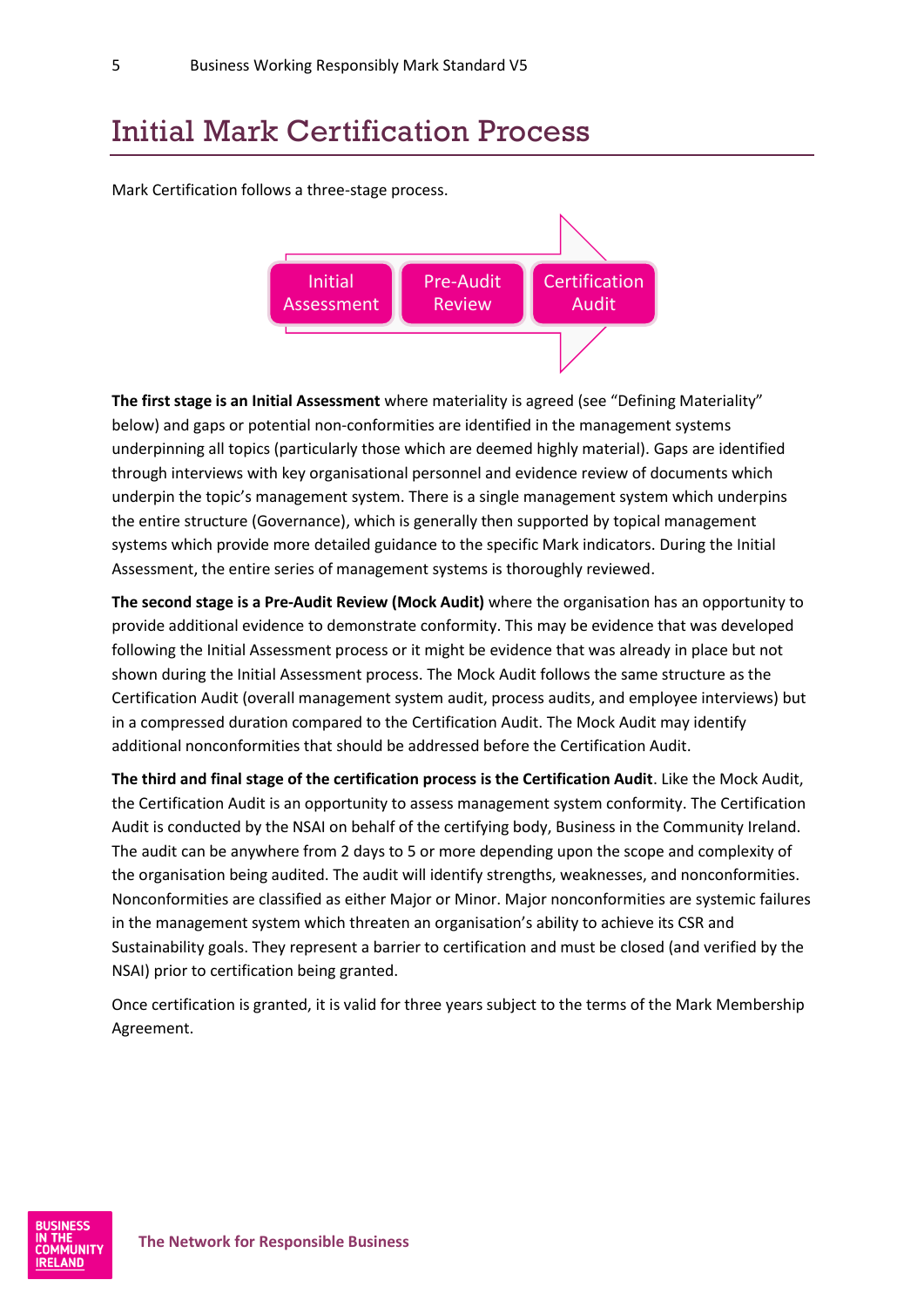# Initial Mark Certification Process

Mark Certification follows a three-stage process.

Initial Assessment → Pre-Audit Review → Certification Audit

**The first stage is an Initial Assessment** where materiality is agreed (see "Defining Materiality" below) and gaps or potential non-conformities are identified in the management systems underpinning all topics (particularly those which are deemed highly material). Gaps are identified through interviews with key organisational personnel and evidence review of documents which underpin the topic's management system. There is a single management system which underpins the entire structure (Governance), which is generally then supported by topical management systems which provide more detailed guidance to the specific Mark indicators. During the Initial Assessment, the entire series of management systems is thoroughly reviewed.

**The second stage is a Pre-Audit Review (Mock Audit)** where the organisation has an opportunity to provide additional evidence to demonstrate conformity. This may be evidence that was developed following the Initial Assessment process or it might be evidence that was already in place but not shown during the Initial Assessment process. The Mock Audit follows the same structure as the Certification Audit (overall management system audit, process audits, and employee interviews) but in a compressed duration compared to the Certification Audit. The Mock Audit may identify additional nonconformities that should be addressed before the Certification Audit.

**The third and final stage of the certification process is the Certification Audit**. Like the Mock Audit, the Certification Audit is an opportunity to assess management system conformity. The Certification Audit is conducted by the NSAI on behalf of the certifying body, Business in the Community Ireland. The audit can be anywhere from 2 days to 5 or more depending upon the scope and complexity of the organisation being audited. The audit will identify strengths, weaknesses, and nonconformities. Nonconformities are classified as either Major or Minor. Major nonconformities are systemic failures in the management system which threaten an organisation's ability to achieve its CSR and Sustainability goals. They represent a barrier to certification and must be closed (and verified by the NSAI) prior to certification being granted.

Once certification is granted, it is valid for three years subject to the terms of the Mark Membership Agreement.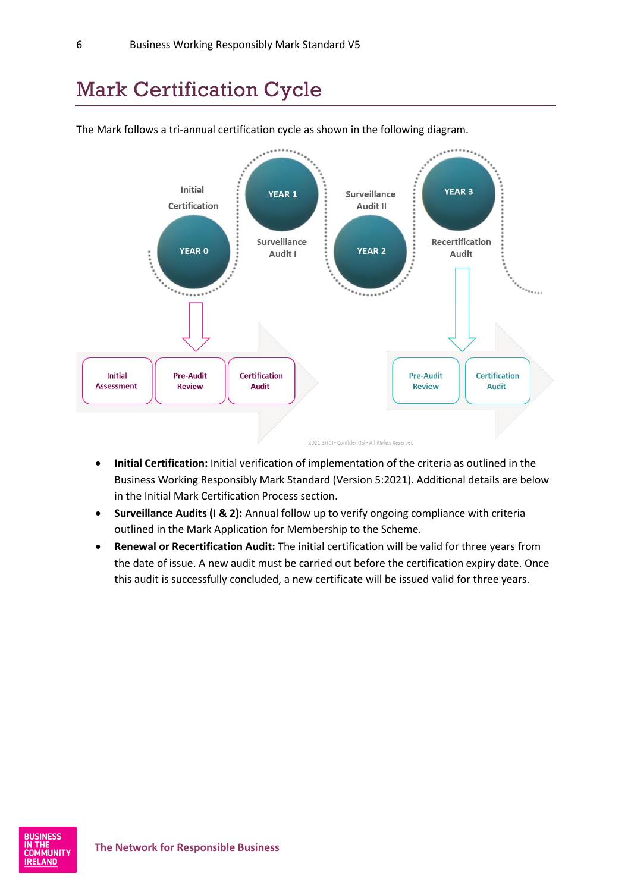# Mark Certification Cycle

The Mark follows a tri-annual certification cycle as shown in the following diagram.

Initial Certification — YEAR 0

YEAR 1 — Surveillance Audit I

Surveillance Audit II — YEAR 2

YEAR 3 — Recertification Audit

Initial Assessment | Pre-Audit Review | Certification Audit

Pre-Audit Review | Certification Audit

2021 BITCI - Confidential - All Rights Reserved

- **Initial Certification:** Initial verification of implementation of the criteria as outlined in the Business Working Responsibly Mark Standard (Version 5:2021). Additional details are below in the Initial Mark Certification Process section.
- **Surveillance Audits (I & 2):** Annual follow up to verify ongoing compliance with criteria outlined in the Mark Application for Membership to the Scheme.
- **Renewal or Recertification Audit:** The initial certification will be valid for three years from the date of issue. A new audit must be carried out before the certification expiry date. Once this audit is successfully concluded, a new certificate will be issued valid for three years.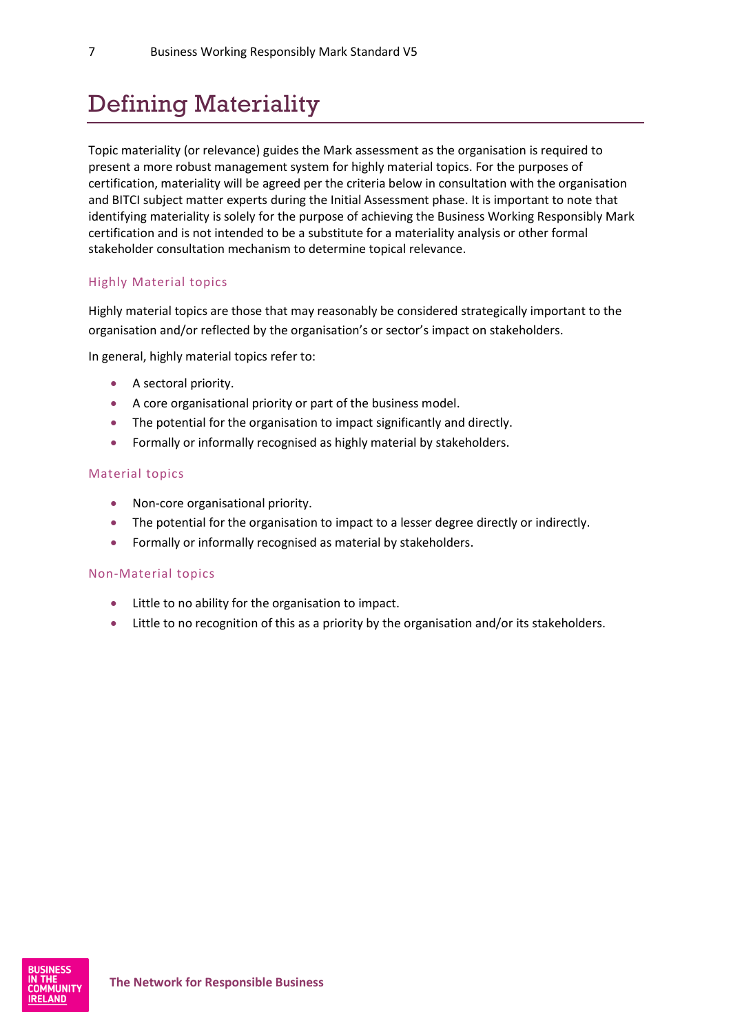# Defining Materiality

Topic materiality (or relevance) guides the Mark assessment as the organisation is required to present a more robust management system for highly material topics. For the purposes of certification, materiality will be agreed per the criteria below in consultation with the organisation and BITCI subject matter experts during the Initial Assessment phase. It is important to note that identifying materiality is solely for the purpose of achieving the Business Working Responsibly Mark certification and is not intended to be a substitute for a materiality analysis or other formal stakeholder consultation mechanism to determine topical relevance.

### Highly Material topics

Highly material topics are those that may reasonably be considered strategically important to the organisation and/or reflected by the organisation's or sector's impact on stakeholders.

In general, highly material topics refer to:

- A sectoral priority.
- A core organisational priority or part of the business model.
- The potential for the organisation to impact significantly and directly.
- Formally or informally recognised as highly material by stakeholders.

### Material topics

- Non-core organisational priority.
- The potential for the organisation to impact to a lesser degree directly or indirectly.
- Formally or informally recognised as material by stakeholders.

### Non-Material topics

- Little to no ability for the organisation to impact.
- Little to no recognition of this as a priority by the organisation and/or its stakeholders.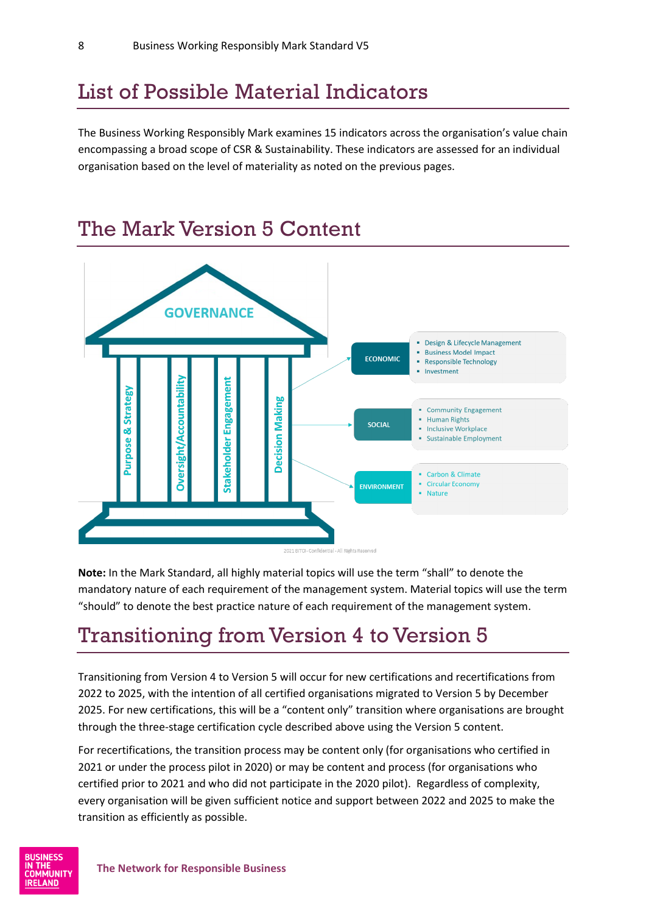# List of Possible Material Indicators

The Business Working Responsibly Mark examines 15 indicators across the organisation's value chain encompassing a broad scope of CSR & Sustainability. These indicators are assessed for an individual organisation based on the level of materiality as noted on the previous pages.

# The Mark Version 5 Content

GOVERNANCE

Purpose & Strategy | Oversight/Accountability | Stakeholder Engagement | Decision Making

**ECONOMIC**
- Design & Lifecycle Management
- Business Model Impact
- Responsible Technology
- Investment

**SOCIAL**
- Community Engagement
- Human Rights
- Inclusive Workplace
- Sustainable Employment

**ENVIRONMENT**
- Carbon & Climate
- Circular Economy
- Nature

2021 BITCI - Confidential - All Rights Reserved

**Note:** In the Mark Standard, all highly material topics will use the term "shall" to denote the mandatory nature of each requirement of the management system. Material topics will use the term "should" to denote the best practice nature of each requirement of the management system.

# Transitioning from Version 4 to Version 5

Transitioning from Version 4 to Version 5 will occur for new certifications and recertifications from 2022 to 2025, with the intention of all certified organisations migrated to Version 5 by December 2025. For new certifications, this will be a "content only" transition where organisations are brought through the three-stage certification cycle described above using the Version 5 content.

For recertifications, the transition process may be content only (for organisations who certified in 2021 or under the process pilot in 2020) or may be content and process (for organisations who certified prior to 2021 and who did not participate in the 2020 pilot). Regardless of complexity, every organisation will be given sufficient notice and support between 2022 and 2025 to make the transition as efficiently as possible.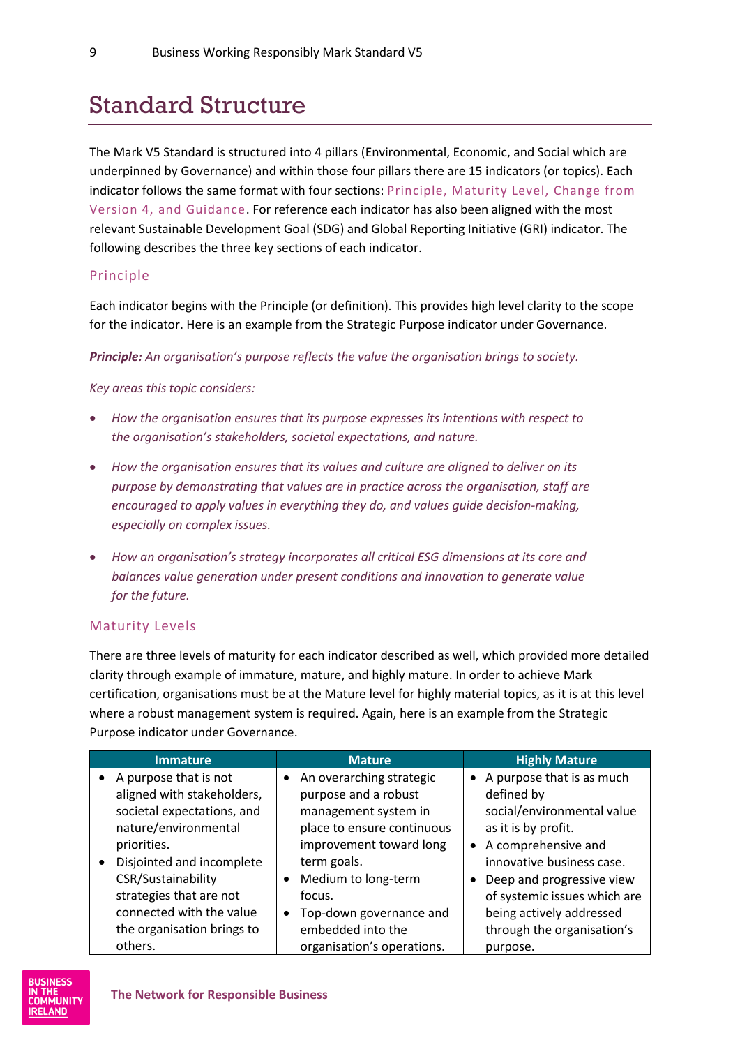# Standard Structure

The Mark V5 Standard is structured into 4 pillars (Environmental, Economic, and Social which are underpinned by Governance) and within those four pillars there are 15 indicators (or topics). Each indicator follows the same format with four sections: Principle, Maturity Level, Change from Version 4, and Guidance. For reference each indicator has also been aligned with the most relevant Sustainable Development Goal (SDG) and Global Reporting Initiative (GRI) indicator. The following describes the three key sections of each indicator.

## Principle

Each indicator begins with the Principle (or definition). This provides high level clarity to the scope for the indicator. Here is an example from the Strategic Purpose indicator under Governance.

***Principle:*** *An organisation's purpose reflects the value the organisation brings to society.*

*Key areas this topic considers:*

- *How the organisation ensures that its purpose expresses its intentions with respect to the organisation's stakeholders, societal expectations, and nature.*
- *How the organisation ensures that its values and culture are aligned to deliver on its purpose by demonstrating that values are in practice across the organisation, staff are encouraged to apply values in everything they do, and values guide decision-making, especially on complex issues.*
- *How an organisation's strategy incorporates all critical ESG dimensions at its core and balances value generation under present conditions and innovation to generate value for the future.*

## Maturity Levels

There are three levels of maturity for each indicator described as well, which provided more detailed clarity through example of immature, mature, and highly mature. In order to achieve Mark certification, organisations must be at the Mature level for highly material topics, as it is at this level where a robust management system is required. Again, here is an example from the Strategic Purpose indicator under Governance.

| Immature | Mature | Highly Mature |
|---|---|---|
| • A purpose that is not aligned with stakeholders, societal expectations, and nature/environmental priorities.<br>• Disjointed and incomplete CSR/Sustainability strategies that are not connected with the value the organisation brings to others. | • An overarching strategic purpose and a robust management system in place to ensure continuous improvement toward long term goals.<br>• Medium to long-term focus.<br>• Top-down governance and embedded into the organisation's operations. | • A purpose that is as much defined by social/environmental value as it is by profit.<br>• A comprehensive and innovative business case.<br>• Deep and progressive view of systemic issues which are being actively addressed through the organisation's purpose. |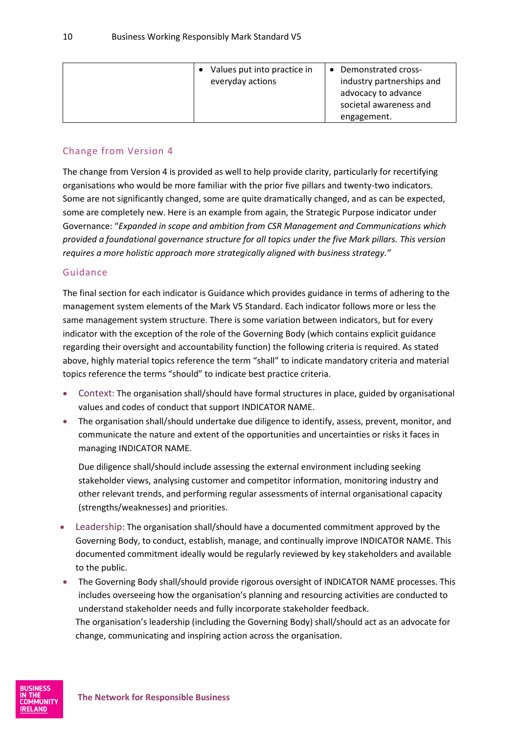| | | |
|---|---|---|
| | • Values put into practice in everyday actions | • Demonstrated cross-industry partnerships and advocacy to advance societal awareness and engagement. |

## Change from Version 4

The change from Version 4 is provided as well to help provide clarity, particularly for recertifying organisations who would be more familiar with the prior five pillars and twenty-two indicators. Some are not significantly changed, some are quite dramatically changed, and as can be expected, some are completely new. Here is an example from again, the Strategic Purpose indicator under Governance: "*Expanded in scope and ambition from CSR Management and Communications which provided a foundational governance structure for all topics under the five Mark pillars. This version requires a more holistic approach more strategically aligned with business strategy."*

## Guidance

The final section for each indicator is Guidance which provides guidance in terms of adhering to the management system elements of the Mark V5 Standard. Each indicator follows more or less the same management system structure. There is some variation between indicators, but for every indicator with the exception of the role of the Governing Body (which contains explicit guidance regarding their oversight and accountability function) the following criteria is required. As stated above, highly material topics reference the term "shall" to indicate mandatory criteria and material topics reference the terms "should" to indicate best practice criteria.

- Context: The organisation shall/should have formal structures in place, guided by organisational values and codes of conduct that support INDICATOR NAME.
- The organisation shall/should undertake due diligence to identify, assess, prevent, monitor, and communicate the nature and extent of the opportunities and uncertainties or risks it faces in managing INDICATOR NAME.

  Due diligence shall/should include assessing the external environment including seeking stakeholder views, analysing customer and competitor information, monitoring industry and other relevant trends, and performing regular assessments of internal organisational capacity (strengths/weaknesses) and priorities.

- Leadership: The organisation shall/should have a documented commitment approved by the Governing Body, to conduct, establish, manage, and continually improve INDICATOR NAME. This documented commitment ideally would be regularly reviewed by key stakeholders and available to the public.
- The Governing Body shall/should provide rigorous oversight of INDICATOR NAME processes. This includes overseeing how the organisation's planning and resourcing activities are conducted to understand stakeholder needs and fully incorporate stakeholder feedback.

  The organisation's leadership (including the Governing Body) shall/should act as an advocate for change, communicating and inspiring action across the organisation.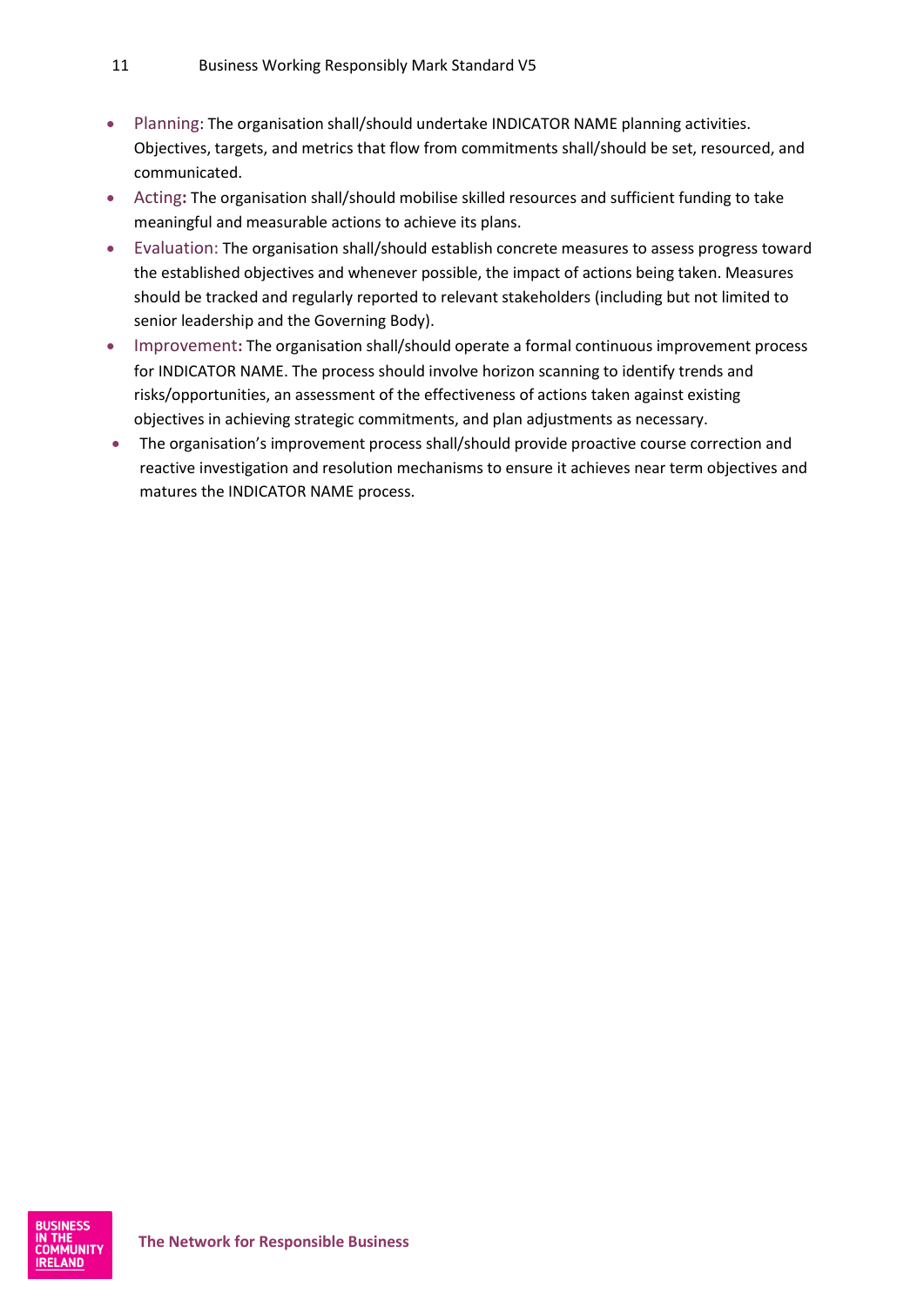- Planning: The organisation shall/should undertake INDICATOR NAME planning activities. Objectives, targets, and metrics that flow from commitments shall/should be set, resourced, and communicated.
- Acting**:** The organisation shall/should mobilise skilled resources and sufficient funding to take meaningful and measurable actions to achieve its plans.
- Evaluation: The organisation shall/should establish concrete measures to assess progress toward the established objectives and whenever possible, the impact of actions being taken. Measures should be tracked and regularly reported to relevant stakeholders (including but not limited to senior leadership and the Governing Body).
- Improvement**:** The organisation shall/should operate a formal continuous improvement process for INDICATOR NAME. The process should involve horizon scanning to identify trends and risks/opportunities, an assessment of the effectiveness of actions taken against existing objectives in achieving strategic commitments, and plan adjustments as necessary.
- The organisation's improvement process shall/should provide proactive course correction and reactive investigation and resolution mechanisms to ensure it achieves near term objectives and matures the INDICATOR NAME process.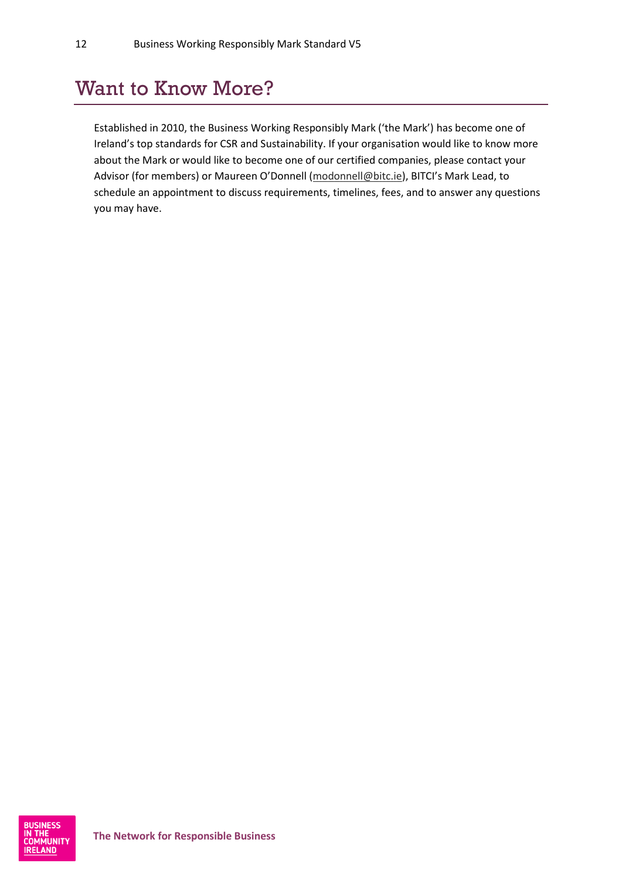# Want to Know More?

Established in 2010, the Business Working Responsibly Mark ('the Mark') has become one of Ireland's top standards for CSR and Sustainability. If your organisation would like to know more about the Mark or would like to become one of our certified companies, please contact your Advisor (for members) or Maureen O'Donnell (modonnell@bitc.ie), BITCI's Mark Lead, to schedule an appointment to discuss requirements, timelines, fees, and to answer any questions you may have.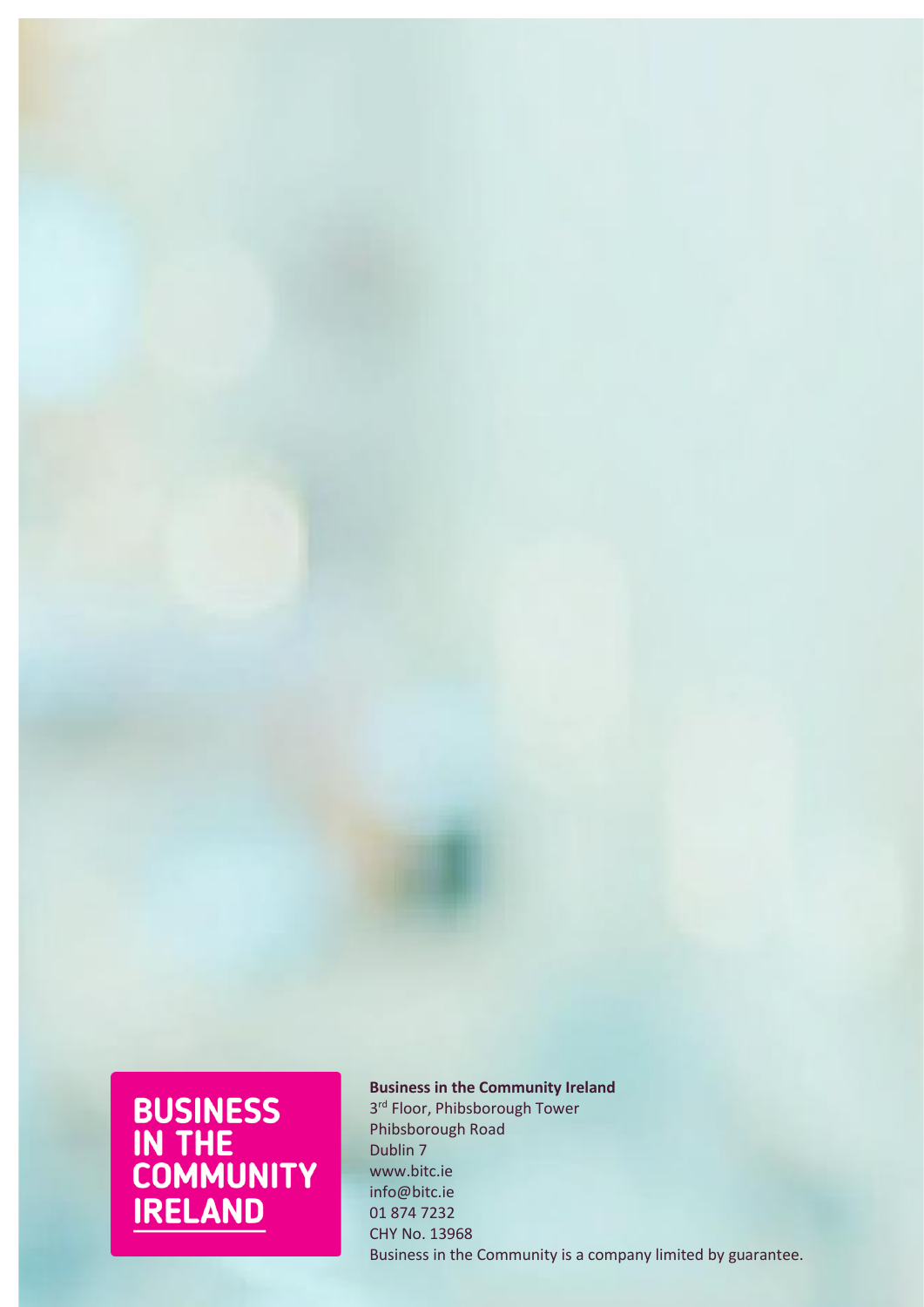BUSINESS IN THE COMMUNITY IRELAND

**Business in the Community Ireland**
3rd Floor, Phibsborough Tower
Phibsborough Road
Dublin 7
www.bitc.ie
info@bitc.ie
01 874 7232
CHY No. 13968
Business in the Community is a company limited by guarantee.